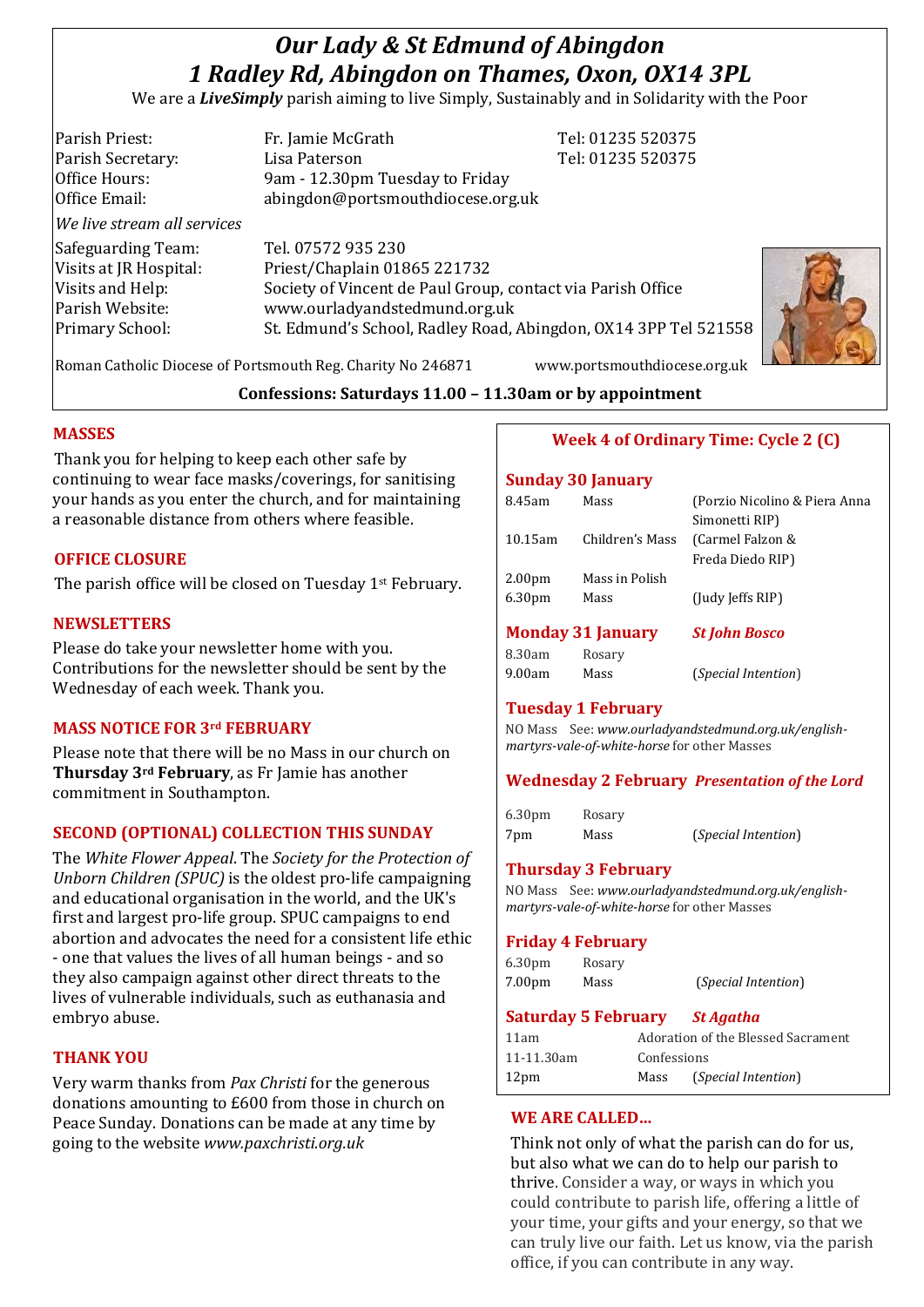# *Our Lady & St Edmund of Abingdon*
# *1 Radley Rd, Abingdon on Thames, Oxon, OX14 3PL*

We are a ***LiveSimply*** parish aiming to live Simply, Sustainably and in Solidarity with the Poor

| | | |
|---|---|---|
| Parish Priest: | Fr. Jamie McGrath | Tel: 01235 520375 |
| Parish Secretary: | Lisa Paterson | Tel: 01235 520375 |
| Office Hours: | 9am - 12.30pm Tuesday to Friday | |
| Office Email: | abingdon@portsmouthdiocese.org.uk | |

*We live stream all services*

| | |
|---|---|
| Safeguarding Team: | Tel. 07572 935 230 |
| Visits at JR Hospital: | Priest/Chaplain 01865 221732 |
| Visits and Help: | Society of Vincent de Paul Group, contact via Parish Office |
| Parish Website: | www.ourladyandstedmund.org.uk |
| Primary School: | St. Edmund's School, Radley Road, Abingdon, OX14 3PP Tel 521558 |

Roman Catholic Diocese of Portsmouth Reg. Charity No 246871 www.portsmouthdiocese.org.uk

**Confessions: Saturdays 11.00 – 11.30am or by appointment**

## MASSES

Thank you for helping to keep each other safe by continuing to wear face masks/coverings, for sanitising your hands as you enter the church, and for maintaining a reasonable distance from others where feasible.

## OFFICE CLOSURE

The parish office will be closed on Tuesday 1st February.

## NEWSLETTERS

Please do take your newsletter home with you. Contributions for the newsletter should be sent by the Wednesday of each week. Thank you.

## MASS NOTICE FOR 3rd FEBRUARY

Please note that there will be no Mass in our church on **Thursday 3rd February**, as Fr Jamie has another commitment in Southampton.

## SECOND (OPTIONAL) COLLECTION THIS SUNDAY

The *White Flower Appeal*. The *Society for the Protection of Unborn Children (SPUC)* is the oldest pro-life campaigning and educational organisation in the world, and the UK's first and largest pro-life group. SPUC campaigns to end abortion and advocates the need for a consistent life ethic - one that values the lives of all human beings - and so they also campaign against other direct threats to the lives of vulnerable individuals, such as euthanasia and embryo abuse.

## THANK YOU

Very warm thanks from *Pax Christi* for the generous donations amounting to £600 from those in church on Peace Sunday. Donations can be made at any time by going to the website *www.paxchristi.org.uk*

## Week 4 of Ordinary Time: Cycle 2 (C)

### Sunday 30 January

| | | |
|---|---|---|
| 8.45am | Mass | (Porzio Nicolino & Piera Anna Simonetti RIP) |
| 10.15am | Children's Mass | (Carmel Falzon & Freda Diedo RIP) |
| 2.00pm | Mass in Polish | |
| 6.30pm | Mass | (Judy Jeffs RIP) |

### Monday 31 January — *St John Bosco*

| | | |
|---|---|---|
| 8.30am | Rosary | |
| 9.00am | Mass | (*Special Intention*) |

### Tuesday 1 February

NO Mass See: *www.ourladyandstedmund.org.uk/english-martyrs-vale-of-white-horse* for other Masses

### Wednesday 2 February — *Presentation of the Lord*

| | | |
|---|---|---|
| 6.30pm | Rosary | |
| 7pm | Mass | (*Special Intention*) |

### Thursday 3 February

NO Mass See: *www.ourladyandstedmund.org.uk/english-martyrs-vale-of-white-horse* for other Masses

### Friday 4 February

| | | |
|---|---|---|
| 6.30pm | Rosary | |
| 7.00pm | Mass | (*Special Intention*) |

### Saturday 5 February — *St Agatha*

| | | |
|---|---|---|
| 11am | Adoration of the Blessed Sacrament | |
| 11-11.30am | Confessions | |
| 12pm | Mass | (*Special Intention*) |

## WE ARE CALLED…

Think not only of what the parish can do for us, but also what we can do to help our parish to thrive. Consider a way, or ways in which you could contribute to parish life, offering a little of your time, your gifts and your energy, so that we can truly live our faith. Let us know, via the parish office, if you can contribute in any way.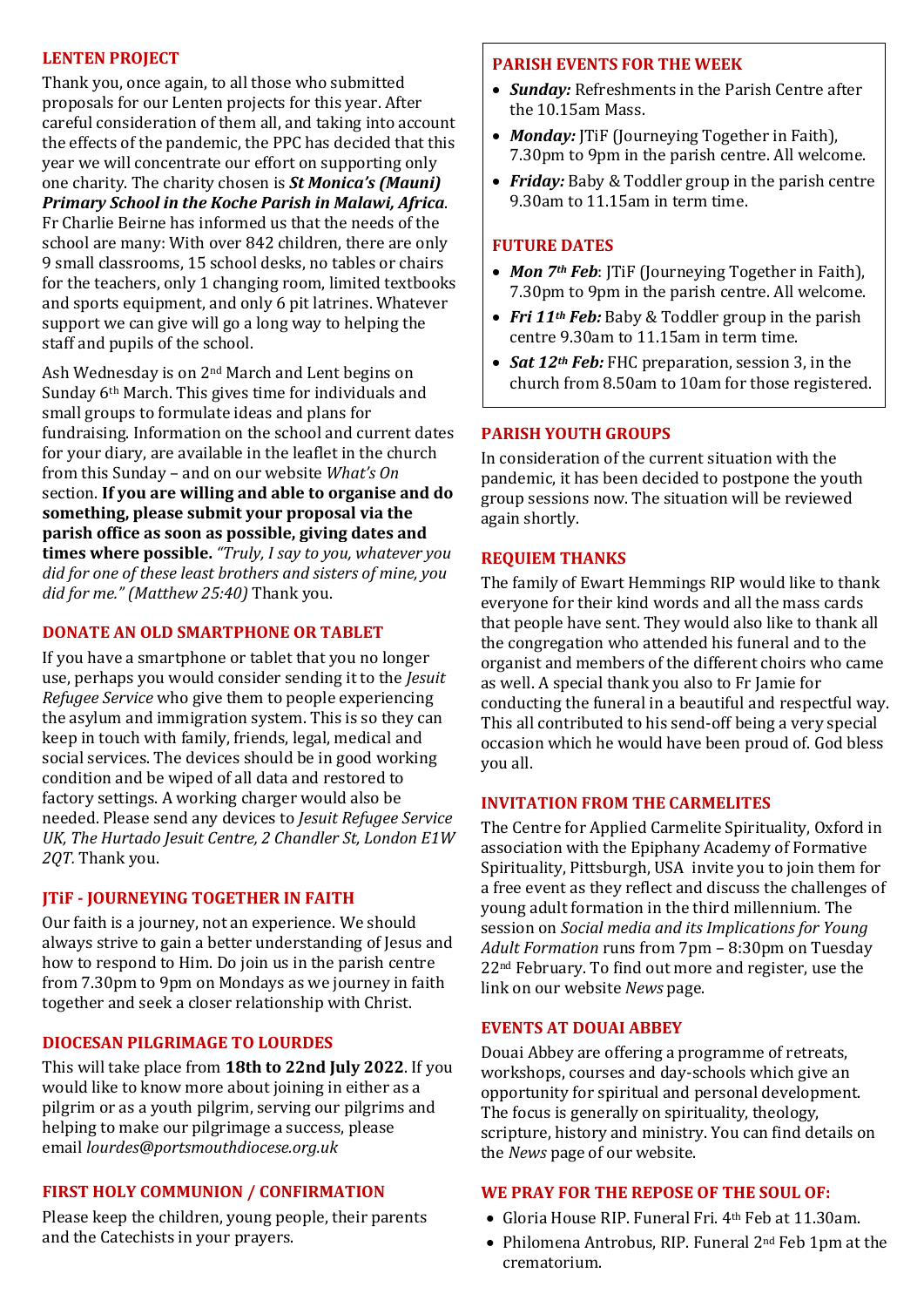## LENTEN PROJECT

Thank you, once again, to all those who submitted proposals for our Lenten projects for this year. After careful consideration of them all, and taking into account the effects of the pandemic, the PPC has decided that this year we will concentrate our effort on supporting only one charity. The charity chosen is ***St Monica's (Mauni) Primary School in the Koche Parish in Malawi, Africa***. Fr Charlie Beirne has informed us that the needs of the school are many: With over 842 children, there are only 9 small classrooms, 15 school desks, no tables or chairs for the teachers, only 1 changing room, limited textbooks and sports equipment, and only 6 pit latrines. Whatever support we can give will go a long way to helping the staff and pupils of the school.

Ash Wednesday is on 2nd March and Lent begins on Sunday 6th March. This gives time for individuals and small groups to formulate ideas and plans for fundraising. Information on the school and current dates for your diary, are available in the leaflet in the church from this Sunday – and on our website *What's On* section. **If you are willing and able to organise and do something, please submit your proposal via the parish office as soon as possible, giving dates and times where possible.** *"Truly, I say to you, whatever you did for one of these least brothers and sisters of mine, you did for me." (Matthew 25:40)* Thank you.

## DONATE AN OLD SMARTPHONE OR TABLET

If you have a smartphone or tablet that you no longer use, perhaps you would consider sending it to the *Jesuit Refugee Service* who give them to people experiencing the asylum and immigration system. This is so they can keep in touch with family, friends, legal, medical and social services. The devices should be in good working condition and be wiped of all data and restored to factory settings. A working charger would also be needed. Please send any devices to *Jesuit Refugee Service UK, The Hurtado Jesuit Centre, 2 Chandler St, London E1W 2QT.* Thank you.

## JTiF - JOURNEYING TOGETHER IN FAITH

Our faith is a journey, not an experience. We should always strive to gain a better understanding of Jesus and how to respond to Him. Do join us in the parish centre from 7.30pm to 9pm on Mondays as we journey in faith together and seek a closer relationship with Christ.

## DIOCESAN PILGRIMAGE TO LOURDES

This will take place from **18th to 22nd July 2022**. If you would like to know more about joining in either as a pilgrim or as a youth pilgrim, serving our pilgrims and helping to make our pilgrimage a success, please email *lourdes@portsmouthdiocese.org.uk*

## FIRST HOLY COMMUNION / CONFIRMATION

Please keep the children, young people, their parents and the Catechists in your prayers.

## PARISH EVENTS FOR THE WEEK

- ***Sunday:*** Refreshments in the Parish Centre after the 10.15am Mass.
- ***Monday:*** JTiF (Journeying Together in Faith), 7.30pm to 9pm in the parish centre. All welcome.
- ***Friday:*** Baby & Toddler group in the parish centre 9.30am to 11.15am in term time.

## FUTURE DATES

- ***Mon 7th Feb***: JTiF (Journeying Together in Faith), 7.30pm to 9pm in the parish centre. All welcome.
- ***Fri 11th Feb:*** Baby & Toddler group in the parish centre 9.30am to 11.15am in term time.
- ***Sat 12th Feb:*** FHC preparation, session 3, in the church from 8.50am to 10am for those registered.

## PARISH YOUTH GROUPS

In consideration of the current situation with the pandemic, it has been decided to postpone the youth group sessions now. The situation will be reviewed again shortly.

## REQUIEM THANKS

The family of Ewart Hemmings RIP would like to thank everyone for their kind words and all the mass cards that people have sent. They would also like to thank all the congregation who attended his funeral and to the organist and members of the different choirs who came as well. A special thank you also to Fr Jamie for conducting the funeral in a beautiful and respectful way. This all contributed to his send-off being a very special occasion which he would have been proud of. God bless you all.

## INVITATION FROM THE CARMELITES

The Centre for Applied Carmelite Spirituality, Oxford in association with the Epiphany Academy of Formative Spirituality, Pittsburgh, USA invite you to join them for a free event as they reflect and discuss the challenges of young adult formation in the third millennium. The session on *Social media and its Implications for Young Adult Formation* runs from 7pm – 8:30pm on Tuesday 22nd February. To find out more and register, use the link on our website *News* page.

## EVENTS AT DOUAI ABBEY

Douai Abbey are offering a programme of retreats, workshops, courses and day-schools which give an opportunity for spiritual and personal development. The focus is generally on spirituality, theology, scripture, history and ministry. You can find details on the *News* page of our website.

## WE PRAY FOR THE REPOSE OF THE SOUL OF:

- Gloria House RIP. Funeral Fri. 4th Feb at 11.30am.
- Philomena Antrobus, RIP. Funeral 2nd Feb 1pm at the crematorium.